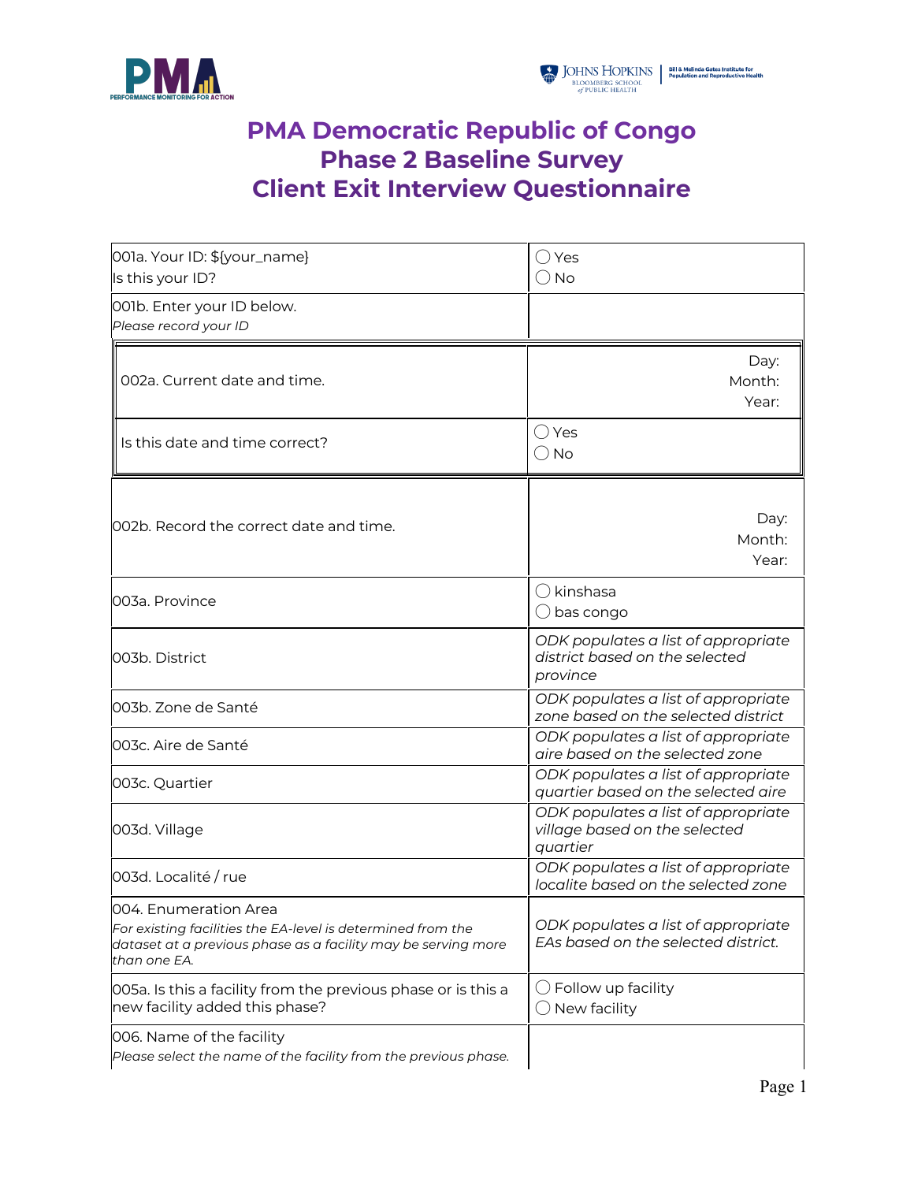# PMA Democratic Republic of Congo
# Phase 2 Baseline Survey
# Client Exit Interview Questionnaire

| | |
|---|---|
| 001a. Your ID: ${your_name}<br>Is this your ID? | ◯ Yes<br>◯ No |
| 001b. Enter your ID below.<br>*Please record your ID* | |
| 002a. Current date and time. | Day:<br>Month:<br>Year: |
| Is this date and time correct? | ◯ Yes<br>◯ No |
| 002b. Record the correct date and time. | Day:<br>Month:<br>Year: |
| 003a. Province | ◯ kinshasa<br>◯ bas congo |
| 003b. District | *ODK populates a list of appropriate district based on the selected province* |
| 003b. Zone de Santé | *ODK populates a list of appropriate zone based on the selected district* |
| 003c. Aire de Santé | *ODK populates a list of appropriate aire based on the selected zone* |
| 003c. Quartier | *ODK populates a list of appropriate quartier based on the selected aire* |
| 003d. Village | *ODK populates a list of appropriate village based on the selected quartier* |
| 003d. Localité / rue | *ODK populates a list of appropriate localite based on the selected zone* |
| 004. Enumeration Area<br>*For existing facilities the EA-level is determined from the dataset at a previous phase as a facility may be serving more than one EA.* | *ODK populates a list of appropriate EAs based on the selected district.* |
| 005a. Is this a facility from the previous phase or is this a new facility added this phase? | ◯ Follow up facility<br>◯ New facility |
| 006. Name of the facility<br>*Please select the name of the facility from the previous phase.* | |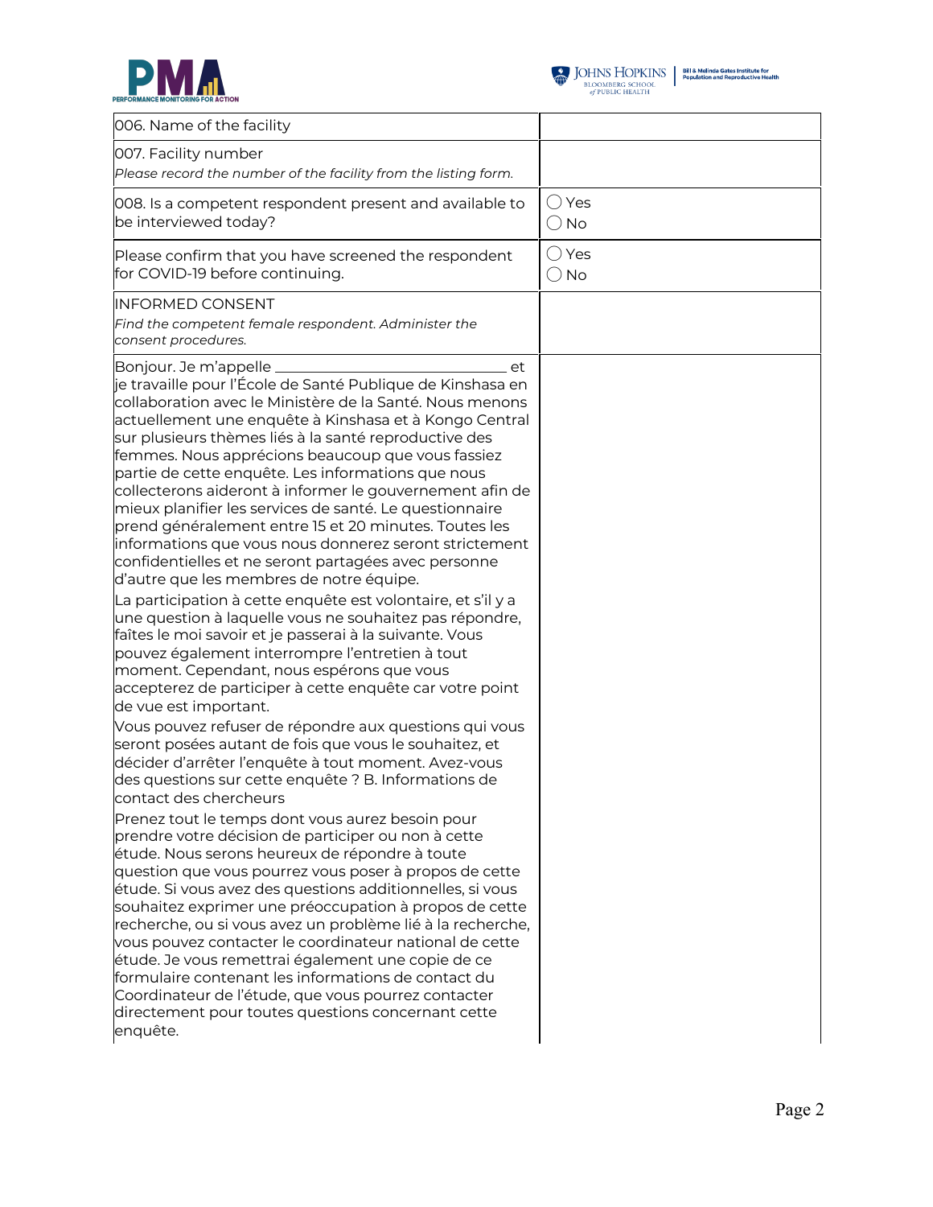| | |
|---|---|
| 006. Name of the facility | |
| 007. Facility number<br>*Please record the number of the facility from the listing form.* | |
| 008. Is a competent respondent present and available to be interviewed today? | ◯ Yes<br>◯ No |
| Please confirm that you have screened the respondent for COVID-19 before continuing. | ◯ Yes<br>◯ No |
| INFORMED CONSENT<br>*Find the competent female respondent. Administer the consent procedures.* | |
| Bonjour. Je m'appelle ______________________ et je travaille pour l'École de Santé Publique de Kinshasa en collaboration avec le Ministère de la Santé. Nous menons actuellement une enquête à Kinshasa et à Kongo Central sur plusieurs thèmes liés à la santé reproductive des femmes. Nous apprécions beaucoup que vous fassiez partie de cette enquête. Les informations que nous collecterons aideront à informer le gouvernement afin de mieux planifier les services de santé. Le questionnaire prend généralement entre 15 et 20 minutes. Toutes les informations que vous nous donnerez seront strictement confidentielles et ne seront partagées avec personne d'autre que les membres de notre équipe.<br>La participation à cette enquête est volontaire, et s'il y a une question à laquelle vous ne souhaitez pas répondre, faîtes le moi savoir et je passerai à la suivante. Vous pouvez également interrompre l'entretien à tout moment. Cependant, nous espérons que vous accepterez de participer à cette enquête car votre point de vue est important.<br>Vous pouvez refuser de répondre aux questions qui vous seront posées autant de fois que vous le souhaitez, et décider d'arrêter l'enquête à tout moment. Avez-vous des questions sur cette enquête ? B. Informations de contact des chercheurs<br>Prenez tout le temps dont vous aurez besoin pour prendre votre décision de participer ou non à cette étude. Nous serons heureux de répondre à toute question que vous pourrez vous poser à propos de cette étude. Si vous avez des questions additionnelles, si vous souhaitez exprimer une préoccupation à propos de cette recherche, ou si vous avez un problème lié à la recherche, vous pouvez contacter le coordinateur national de cette étude. Je vous remettrai également une copie de ce formulaire contenant les informations de contact du Coordinateur de l'étude, que vous pourrez contacter directement pour toutes questions concernant cette enquête. | |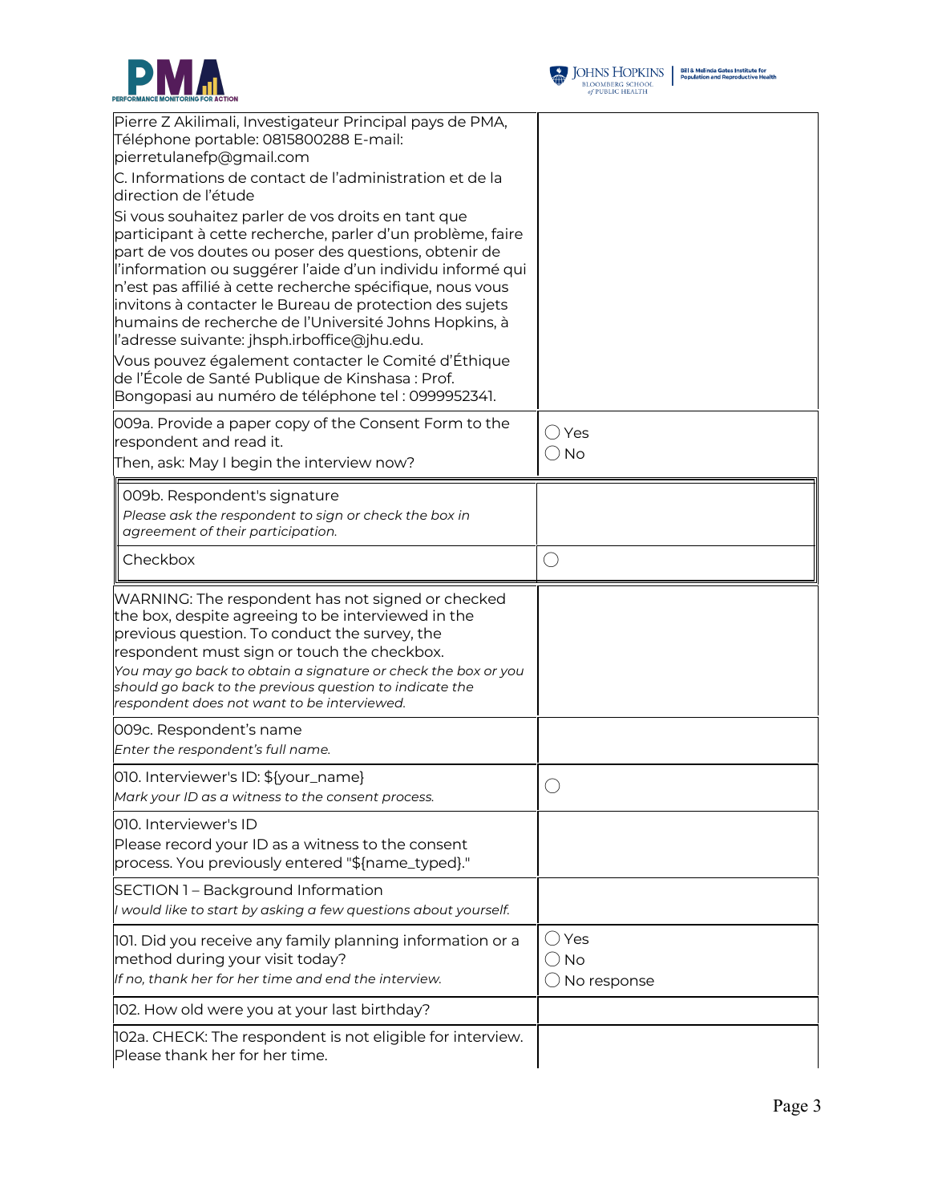| | |
|---|---|
| Pierre Z Akilimali, Investigateur Principal pays de PMA, Téléphone portable: 0815800288 E-mail: pierretulanefp@gmail.com<br>C. Informations de contact de l'administration et de la direction de l'étude<br>Si vous souhaitez parler de vos droits en tant que participant à cette recherche, parler d'un problème, faire part de vos doutes ou poser des questions, obtenir de l'information ou suggérer l'aide d'un individu informé qui n'est pas affilié à cette recherche spécifique, nous vous invitons à contacter le Bureau de protection des sujets humains de recherche de l'Université Johns Hopkins, à l'adresse suivante: jhsph.irboffice@jhu.edu.<br>Vous pouvez également contacter le Comité d'Éthique de l'École de Santé Publique de Kinshasa : Prof. Bongopasi au numéro de téléphone tel : 0999952341. | |
| 009a. Provide a paper copy of the Consent Form to the respondent and read it.<br>Then, ask: May I begin the interview now? | ◯ Yes<br>◯ No |
| 009b. Respondent's signature<br>*Please ask the respondent to sign or check the box in agreement of their participation.* | |
| Checkbox | ◯ |
| WARNING: The respondent has not signed or checked the box, despite agreeing to be interviewed in the previous question. To conduct the survey, the respondent must sign or touch the checkbox.<br>*You may go back to obtain a signature or check the box or you should go back to the previous question to indicate the respondent does not want to be interviewed.* | |
| 009c. Respondent's name<br>*Enter the respondent's full name.* | |
| 010. Interviewer's ID: ${your_name}<br>*Mark your ID as a witness to the consent process.* | ◯ |
| 010. Interviewer's ID<br>Please record your ID as a witness to the consent process. You previously entered "${name_typed}." | |
| SECTION 1 – Background Information<br>*I would like to start by asking a few questions about yourself.* | |
| 101. Did you receive any family planning information or a method during your visit today?<br>*If no, thank her for her time and end the interview.* | ◯ Yes<br>◯ No<br>◯ No response |
| 102. How old were you at your last birthday? | |
| 102a. CHECK: The respondent is not eligible for interview. Please thank her for her time. | |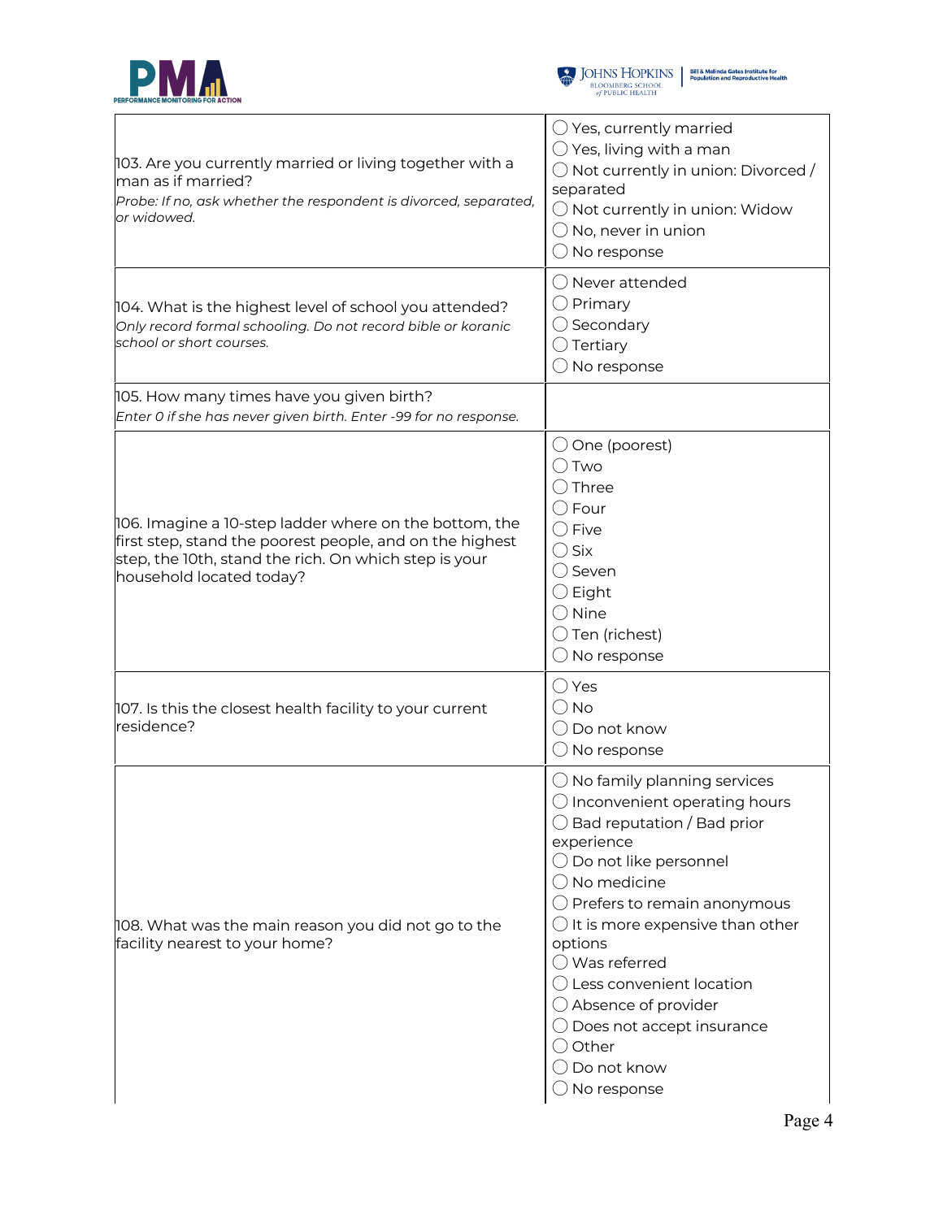| Question | Response |
|---|---|
| 103. Are you currently married or living together with a man as if married?<br>*Probe: If no, ask whether the respondent is divorced, separated, or widowed.* | ◯ Yes, currently married<br>◯ Yes, living with a man<br>◯ Not currently in union: Divorced / separated<br>◯ Not currently in union: Widow<br>◯ No, never in union<br>◯ No response |
| 104. What is the highest level of school you attended?<br>*Only record formal schooling. Do not record bible or koranic school or short courses.* | ◯ Never attended<br>◯ Primary<br>◯ Secondary<br>◯ Tertiary<br>◯ No response |
| 105. How many times have you given birth?<br>*Enter 0 if she has never given birth. Enter -99 for no response.* | |
| 106. Imagine a 10-step ladder where on the bottom, the first step, stand the poorest people, and on the highest step, the 10th, stand the rich. On which step is your household located today? | ◯ One (poorest)<br>◯ Two<br>◯ Three<br>◯ Four<br>◯ Five<br>◯ Six<br>◯ Seven<br>◯ Eight<br>◯ Nine<br>◯ Ten (richest)<br>◯ No response |
| 107. Is this the closest health facility to your current residence? | ◯ Yes<br>◯ No<br>◯ Do not know<br>◯ No response |
| 108. What was the main reason you did not go to the facility nearest to your home? | ◯ No family planning services<br>◯ Inconvenient operating hours<br>◯ Bad reputation / Bad prior experience<br>◯ Do not like personnel<br>◯ No medicine<br>◯ Prefers to remain anonymous<br>◯ It is more expensive than other options<br>◯ Was referred<br>◯ Less convenient location<br>◯ Absence of provider<br>◯ Does not accept insurance<br>◯ Other<br>◯ Do not know<br>◯ No response |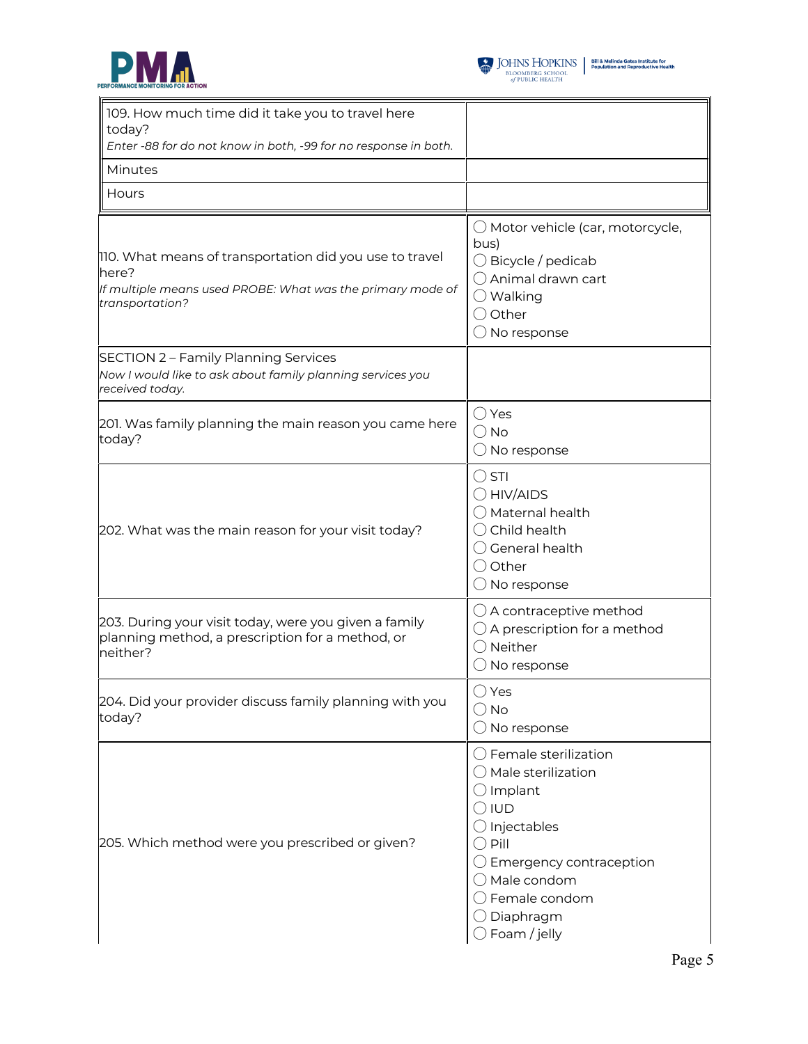| 109. How much time did it take you to travel here today?<br>*Enter -88 for do not know in both, -99 for no response in both.* | |
|---|---|
| Minutes | |
| Hours | |

| | |
|---|---|
| 110. What means of transportation did you use to travel here?<br>*If multiple means used PROBE: What was the primary mode of transportation?* | ◯ Motor vehicle (car, motorcycle, bus)<br>◯ Bicycle / pedicab<br>◯ Animal drawn cart<br>◯ Walking<br>◯ Other<br>◯ No response |
| SECTION 2 – Family Planning Services<br>*Now I would like to ask about family planning services you received today.* | |
| 201. Was family planning the main reason you came here today? | ◯ Yes<br>◯ No<br>◯ No response |
| 202. What was the main reason for your visit today? | ◯ STI<br>◯ HIV/AIDS<br>◯ Maternal health<br>◯ Child health<br>◯ General health<br>◯ Other<br>◯ No response |
| 203. During your visit today, were you given a family planning method, a prescription for a method, or neither? | ◯ A contraceptive method<br>◯ A prescription for a method<br>◯ Neither<br>◯ No response |
| 204. Did your provider discuss family planning with you today? | ◯ Yes<br>◯ No<br>◯ No response |
| 205. Which method were you prescribed or given? | ◯ Female sterilization<br>◯ Male sterilization<br>◯ Implant<br>◯ IUD<br>◯ Injectables<br>◯ Pill<br>◯ Emergency contraception<br>◯ Male condom<br>◯ Female condom<br>◯ Diaphragm<br>◯ Foam / jelly |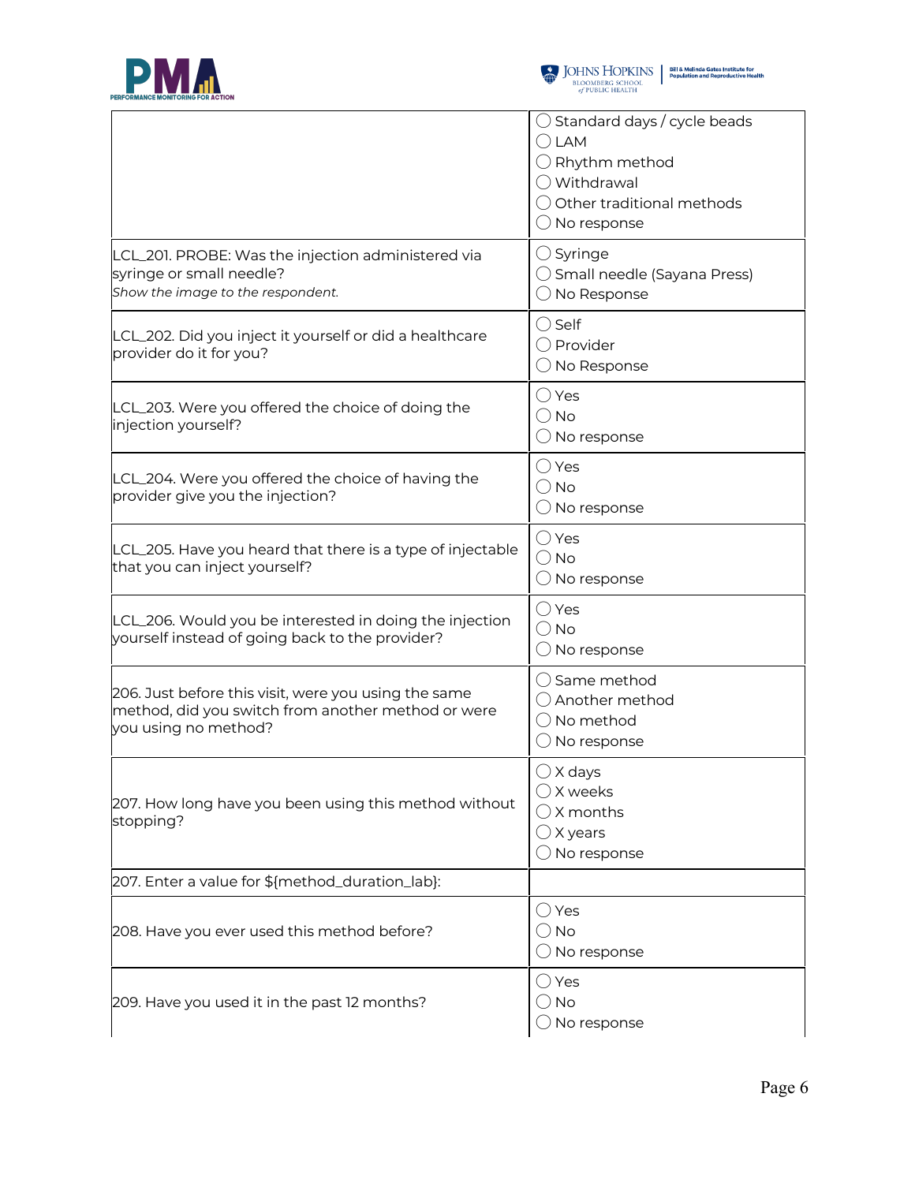| | |
|---|---|
| | ◯ Standard days / cycle beads<br>◯ LAM<br>◯ Rhythm method<br>◯ Withdrawal<br>◯ Other traditional methods<br>◯ No response |
| LCL_201. PROBE: Was the injection administered via syringe or small needle?<br>*Show the image to the respondent.* | ◯ Syringe<br>◯ Small needle (Sayana Press)<br>◯ No Response |
| LCL_202. Did you inject it yourself or did a healthcare provider do it for you? | ◯ Self<br>◯ Provider<br>◯ No Response |
| LCL_203. Were you offered the choice of doing the injection yourself? | ◯ Yes<br>◯ No<br>◯ No response |
| LCL_204. Were you offered the choice of having the provider give you the injection? | ◯ Yes<br>◯ No<br>◯ No response |
| LCL_205. Have you heard that there is a type of injectable that you can inject yourself? | ◯ Yes<br>◯ No<br>◯ No response |
| LCL_206. Would you be interested in doing the injection yourself instead of going back to the provider? | ◯ Yes<br>◯ No<br>◯ No response |
| 206. Just before this visit, were you using the same method, did you switch from another method or were you using no method? | ◯ Same method<br>◯ Another method<br>◯ No method<br>◯ No response |
| 207. How long have you been using this method without stopping? | ◯ X days<br>◯ X weeks<br>◯ X months<br>◯ X years<br>◯ No response |
| 207. Enter a value for ${method_duration_lab}: | |
| 208. Have you ever used this method before? | ◯ Yes<br>◯ No<br>◯ No response |
| 209. Have you used it in the past 12 months? | ◯ Yes<br>◯ No<br>◯ No response |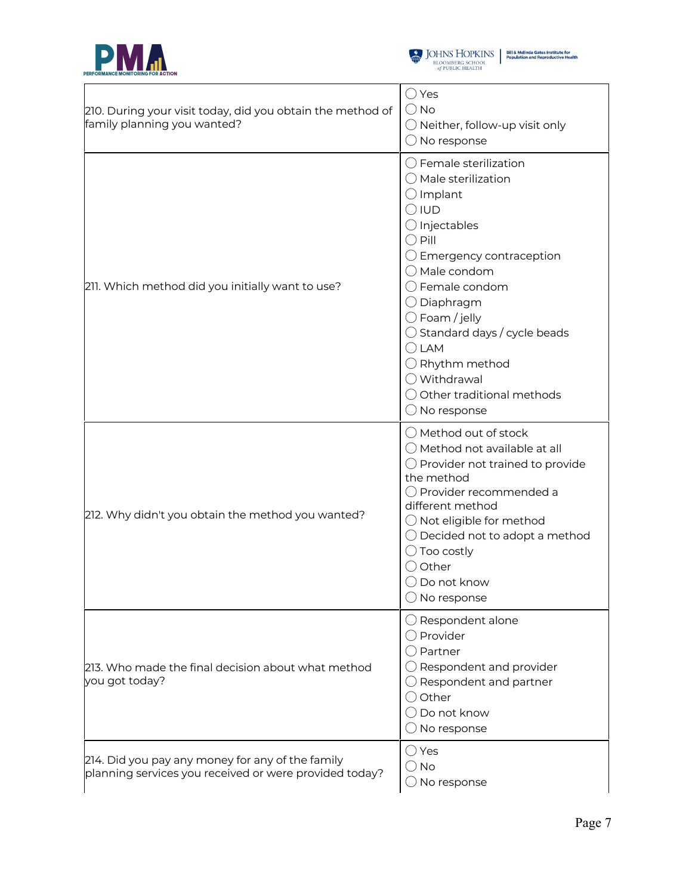| Question | Response options |
|---|---|
| 210. During your visit today, did you obtain the method of family planning you wanted? | ◯ Yes<br>◯ No<br>◯ Neither, follow-up visit only<br>◯ No response |
| 211. Which method did you initially want to use? | ◯ Female sterilization<br>◯ Male sterilization<br>◯ Implant<br>◯ IUD<br>◯ Injectables<br>◯ Pill<br>◯ Emergency contraception<br>◯ Male condom<br>◯ Female condom<br>◯ Diaphragm<br>◯ Foam / jelly<br>◯ Standard days / cycle beads<br>◯ LAM<br>◯ Rhythm method<br>◯ Withdrawal<br>◯ Other traditional methods<br>◯ No response |
| 212. Why didn't you obtain the method you wanted? | ◯ Method out of stock<br>◯ Method not available at all<br>◯ Provider not trained to provide the method<br>◯ Provider recommended a different method<br>◯ Not eligible for method<br>◯ Decided not to adopt a method<br>◯ Too costly<br>◯ Other<br>◯ Do not know<br>◯ No response |
| 213. Who made the final decision about what method you got today? | ◯ Respondent alone<br>◯ Provider<br>◯ Partner<br>◯ Respondent and provider<br>◯ Respondent and partner<br>◯ Other<br>◯ Do not know<br>◯ No response |
| 214. Did you pay any money for any of the family planning services you received or were provided today? | ◯ Yes<br>◯ No<br>◯ No response |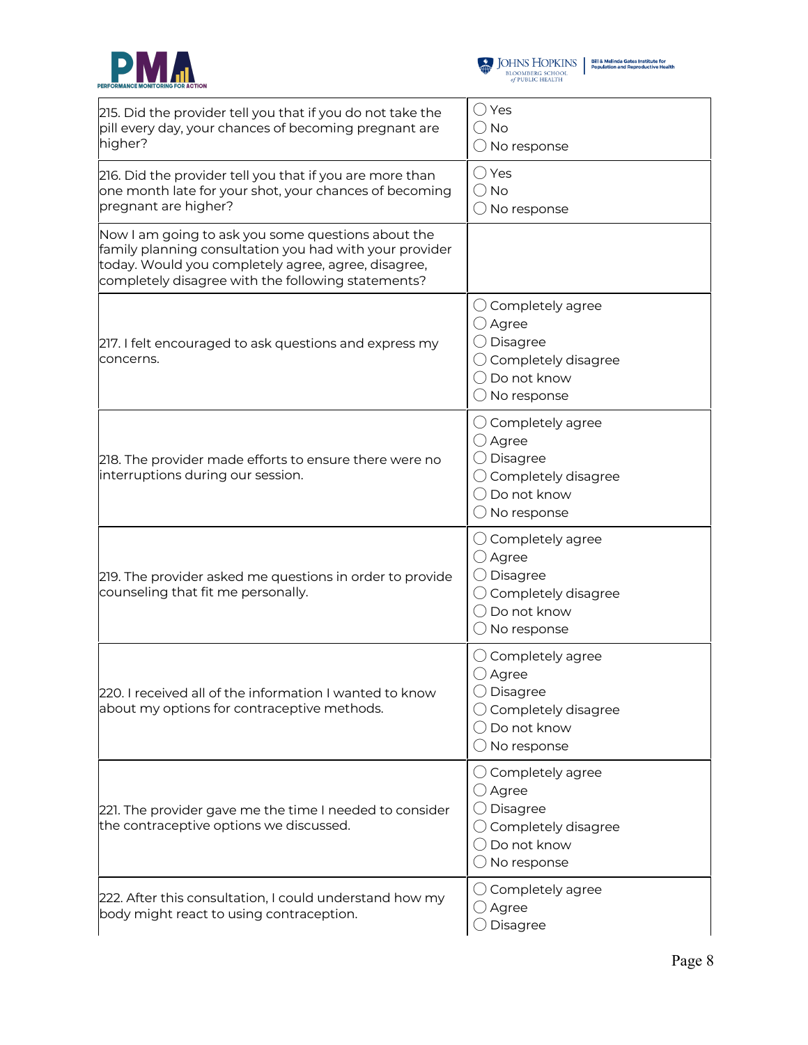| | |
|---|---|
| 215. Did the provider tell you that if you do not take the pill every day, your chances of becoming pregnant are higher? | ◯ Yes<br>◯ No<br>◯ No response |
| 216. Did the provider tell you that if you are more than one month late for your shot, your chances of becoming pregnant are higher? | ◯ Yes<br>◯ No<br>◯ No response |
| Now I am going to ask you some questions about the family planning consultation you had with your provider today. Would you completely agree, agree, disagree, completely disagree with the following statements? | |
| 217. I felt encouraged to ask questions and express my concerns. | ◯ Completely agree<br>◯ Agree<br>◯ Disagree<br>◯ Completely disagree<br>◯ Do not know<br>◯ No response |
| 218. The provider made efforts to ensure there were no interruptions during our session. | ◯ Completely agree<br>◯ Agree<br>◯ Disagree<br>◯ Completely disagree<br>◯ Do not know<br>◯ No response |
| 219. The provider asked me questions in order to provide counseling that fit me personally. | ◯ Completely agree<br>◯ Agree<br>◯ Disagree<br>◯ Completely disagree<br>◯ Do not know<br>◯ No response |
| 220. I received all of the information I wanted to know about my options for contraceptive methods. | ◯ Completely agree<br>◯ Agree<br>◯ Disagree<br>◯ Completely disagree<br>◯ Do not know<br>◯ No response |
| 221. The provider gave me the time I needed to consider the contraceptive options we discussed. | ◯ Completely agree<br>◯ Agree<br>◯ Disagree<br>◯ Completely disagree<br>◯ Do not know<br>◯ No response |
| 222. After this consultation, I could understand how my body might react to using contraception. | ◯ Completely agree<br>◯ Agree<br>◯ Disagree |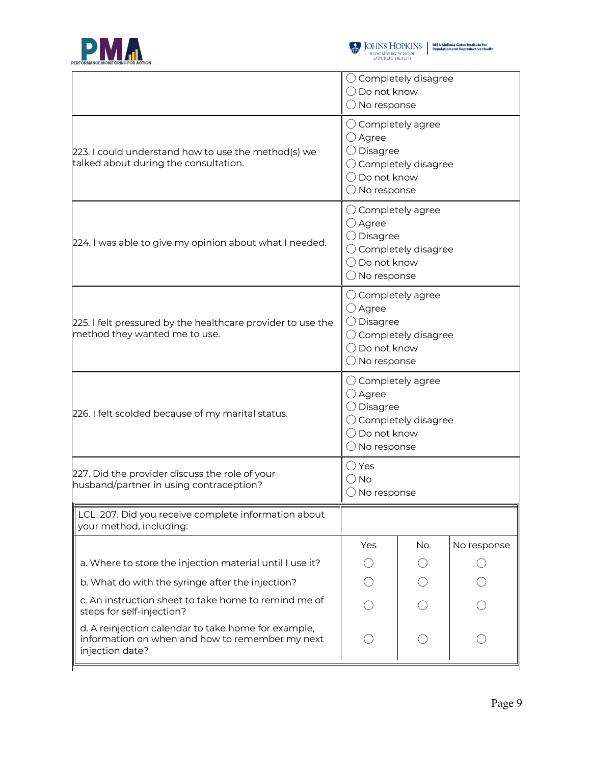| | |
|---|---|
| | ◯ Completely disagree<br>◯ Do not know<br>◯ No response |
| 223. I could understand how to use the method(s) we talked about during the consultation. | ◯ Completely agree<br>◯ Agree<br>◯ Disagree<br>◯ Completely disagree<br>◯ Do not know<br>◯ No response |
| 224. I was able to give my opinion about what I needed. | ◯ Completely agree<br>◯ Agree<br>◯ Disagree<br>◯ Completely disagree<br>◯ Do not know<br>◯ No response |
| 225. I felt pressured by the healthcare provider to use the method they wanted me to use. | ◯ Completely agree<br>◯ Agree<br>◯ Disagree<br>◯ Completely disagree<br>◯ Do not know<br>◯ No response |
| 226. I felt scolded because of my marital status. | ◯ Completely agree<br>◯ Agree<br>◯ Disagree<br>◯ Completely disagree<br>◯ Do not know<br>◯ No response |
| 227. Did the provider discuss the role of your husband/partner in using contraception? | ◯ Yes<br>◯ No<br>◯ No response |

| LCL_207. Did you receive complete information about your method, including: | | | |
|---|---|---|---|
| | Yes | No | No response |
| a. Where to store the injection material until I use it? | ◯ | ◯ | ◯ |
| b. What do with the syringe after the injection? | ◯ | ◯ | ◯ |
| c. An instruction sheet to take home to remind me of steps for self-injection? | ◯ | ◯ | ◯ |
| d. A reinjection calendar to take home for example, information on when and how to remember my next injection date? | ◯ | ◯ | ◯ |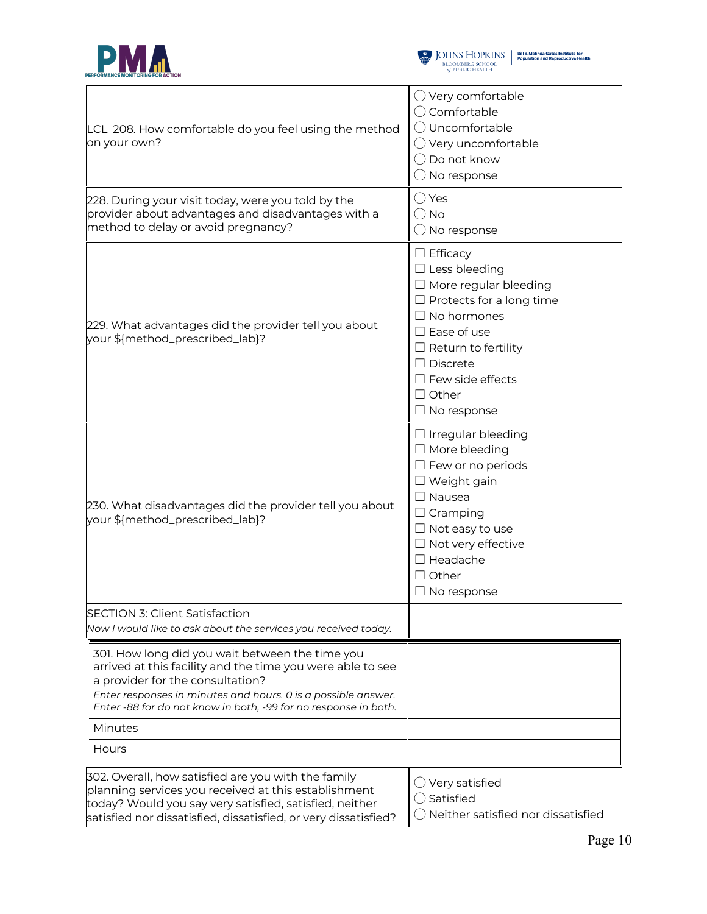| | |
|---|---|
| LCL_208. How comfortable do you feel using the method on your own? | ◯ Very comfortable<br>◯ Comfortable<br>◯ Uncomfortable<br>◯ Very uncomfortable<br>◯ Do not know<br>◯ No response |
| 228. During your visit today, were you told by the provider about advantages and disadvantages with a method to delay or avoid pregnancy? | ◯ Yes<br>◯ No<br>◯ No response |
| 229. What advantages did the provider tell you about your ${method_prescribed_lab}? | ☐ Efficacy<br>☐ Less bleeding<br>☐ More regular bleeding<br>☐ Protects for a long time<br>☐ No hormones<br>☐ Ease of use<br>☐ Return to fertility<br>☐ Discrete<br>☐ Few side effects<br>☐ Other<br>☐ No response |
| 230. What disadvantages did the provider tell you about your ${method_prescribed_lab}? | ☐ Irregular bleeding<br>☐ More bleeding<br>☐ Few or no periods<br>☐ Weight gain<br>☐ Nausea<br>☐ Cramping<br>☐ Not easy to use<br>☐ Not very effective<br>☐ Headache<br>☐ Other<br>☐ No response |
| SECTION 3: Client Satisfaction<br>*Now I would like to ask about the services you received today.* | |

| | |
|---|---|
| 301. How long did you wait between the time you arrived at this facility and the time you were able to see a provider for the consultation?<br>*Enter responses in minutes and hours. 0 is a possible answer. Enter -88 for do not know in both, -99 for no response in both.* | |
| Minutes | |
| Hours | |

| | |
|---|---|
| 302. Overall, how satisfied are you with the family planning services you received at this establishment today? Would you say very satisfied, satisfied, neither satisfied nor dissatisfied, dissatisfied, or very dissatisfied? | ◯ Very satisfied<br>◯ Satisfied<br>◯ Neither satisfied nor dissatisfied |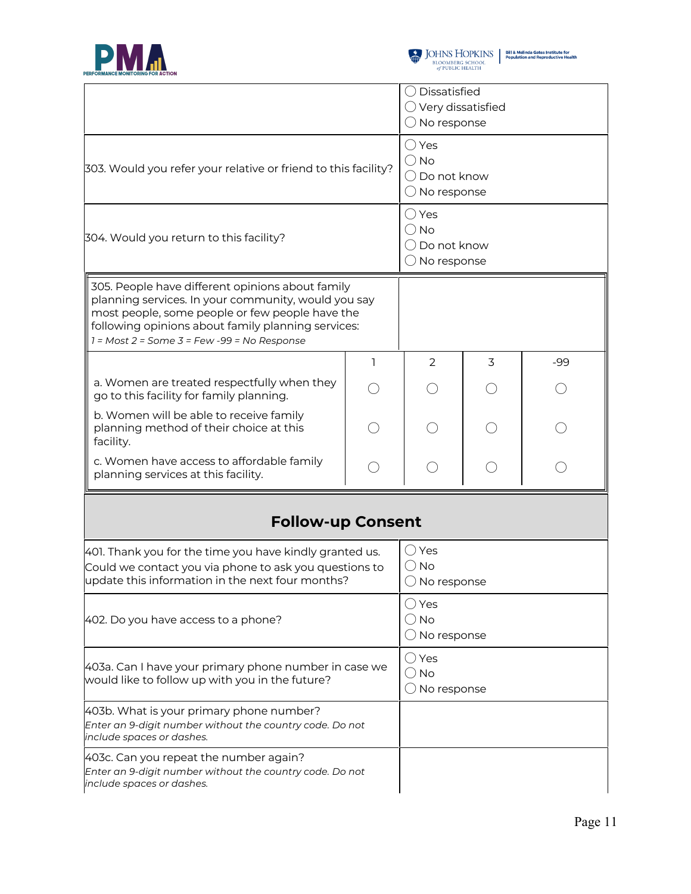| | |
|---|---|
| | ◯ Dissatisfied<br>◯ Very dissatisfied<br>◯ No response |
| 303. Would you refer your relative or friend to this facility? | ◯ Yes<br>◯ No<br>◯ Do not know<br>◯ No response |
| 304. Would you return to this facility? | ◯ Yes<br>◯ No<br>◯ Do not know<br>◯ No response |

305. People have different opinions about family planning services. In your community, would you say most people, some people or few people have the following opinions about family planning services:
*1 = Most 2 = Some 3 = Few -99 = No Response*

| | 1 | 2 | 3 | -99 |
|---|---|---|---|---|
| a. Women are treated respectfully when they go to this facility for family planning. | ◯ | ◯ | ◯ | ◯ |
| b. Women will be able to receive family planning method of their choice at this facility. | ◯ | ◯ | ◯ | ◯ |
| c. Women have access to affordable family planning services at this facility. | ◯ | ◯ | ◯ | ◯ |

## Follow-up Consent

| | |
|---|---|
| 401. Thank you for the time you have kindly granted us. Could we contact you via phone to ask you questions to update this information in the next four months? | ◯ Yes<br>◯ No<br>◯ No response |
| 402. Do you have access to a phone? | ◯ Yes<br>◯ No<br>◯ No response |
| 403a. Can I have your primary phone number in case we would like to follow up with you in the future? | ◯ Yes<br>◯ No<br>◯ No response |
| 403b. What is your primary phone number?<br>*Enter an 9-digit number without the country code. Do not include spaces or dashes.* | |
| 403c. Can you repeat the number again?<br>*Enter an 9-digit number without the country code. Do not include spaces or dashes.* | |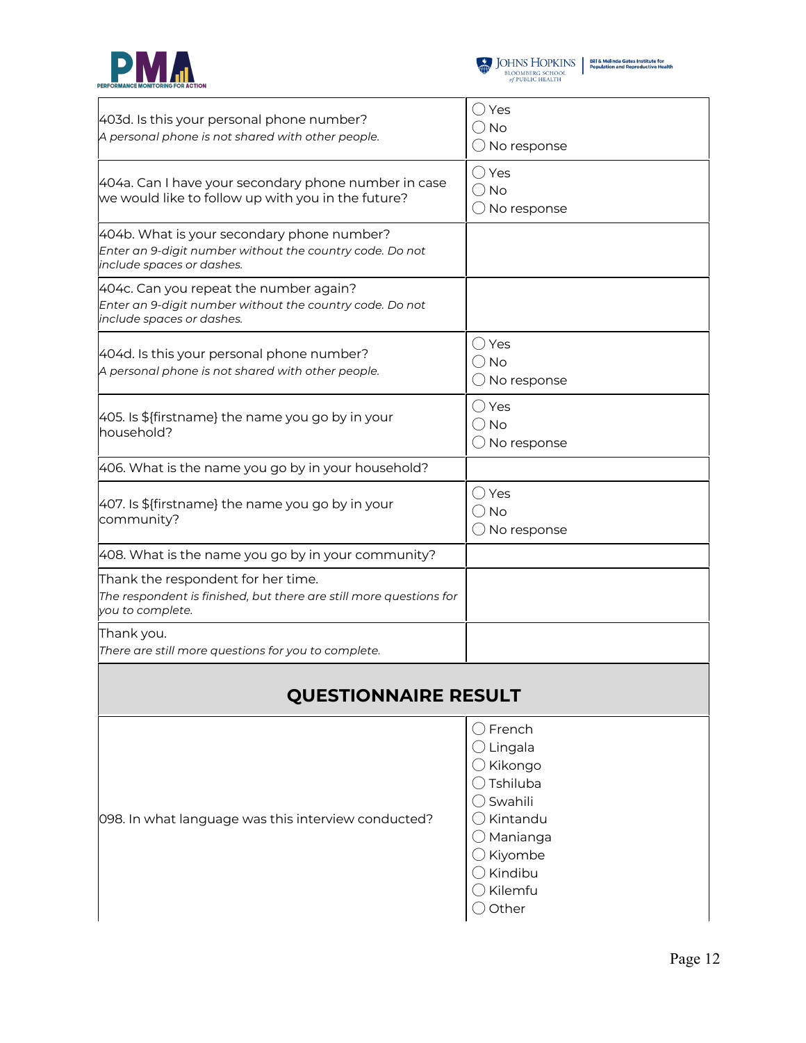| | |
|---|---|
| 403d. Is this your personal phone number?<br>*A personal phone is not shared with other people.* | ◯ Yes<br>◯ No<br>◯ No response |
| 404a. Can I have your secondary phone number in case we would like to follow up with you in the future? | ◯ Yes<br>◯ No<br>◯ No response |
| 404b. What is your secondary phone number?<br>*Enter an 9-digit number without the country code. Do not include spaces or dashes.* | |
| 404c. Can you repeat the number again?<br>*Enter an 9-digit number without the country code. Do not include spaces or dashes.* | |
| 404d. Is this your personal phone number?<br>*A personal phone is not shared with other people.* | ◯ Yes<br>◯ No<br>◯ No response |
| 405. Is ${firstname} the name you go by in your household? | ◯ Yes<br>◯ No<br>◯ No response |
| 406. What is the name you go by in your household? | |
| 407. Is ${firstname} the name you go by in your community? | ◯ Yes<br>◯ No<br>◯ No response |
| 408. What is the name you go by in your community? | |
| Thank the respondent for her time.<br>*The respondent is finished, but there are still more questions for you to complete.* | |
| Thank you.<br>*There are still more questions for you to complete.* | |

## QUESTIONNAIRE RESULT

| | |
|---|---|
| 098. In what language was this interview conducted? | ◯ French<br>◯ Lingala<br>◯ Kikongo<br>◯ Tshiluba<br>◯ Swahili<br>◯ Kintandu<br>◯ Manianga<br>◯ Kiyombe<br>◯ Kindibu<br>◯ Kilemfu<br>◯ Other |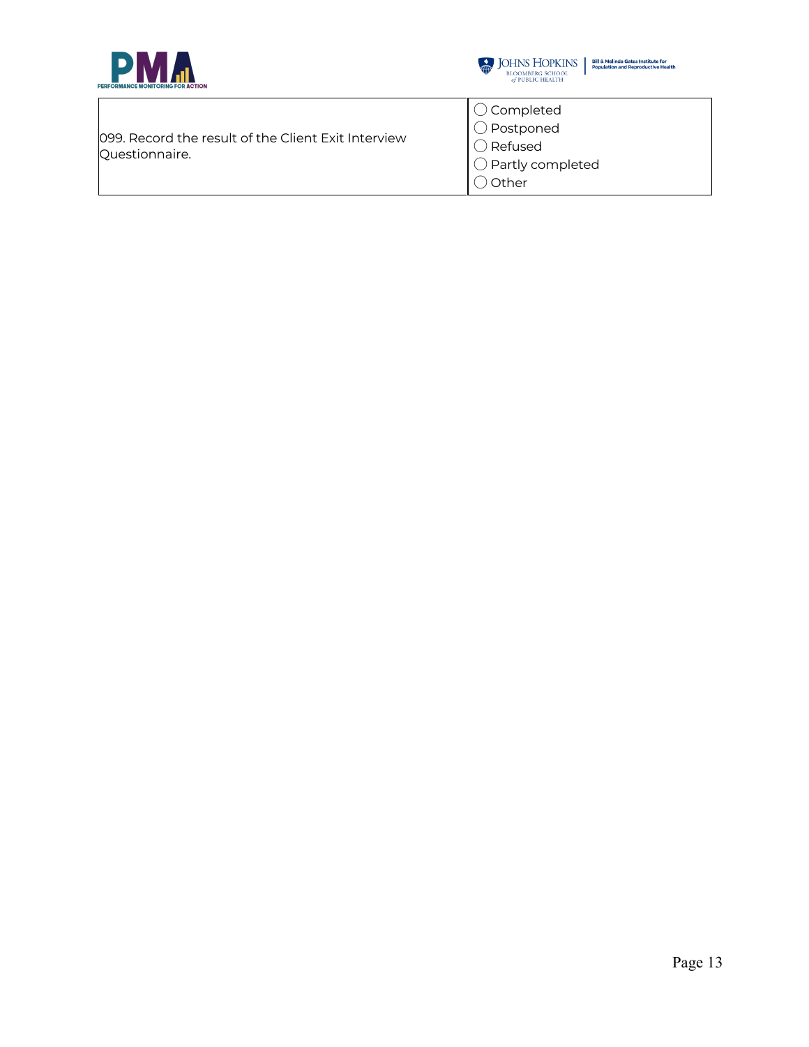| | |
|---|---|
| 099. Record the result of the Client Exit Interview Questionnaire. | ◯ Completed<br>◯ Postponed<br>◯ Refused<br>◯ Partly completed<br>◯ Other |